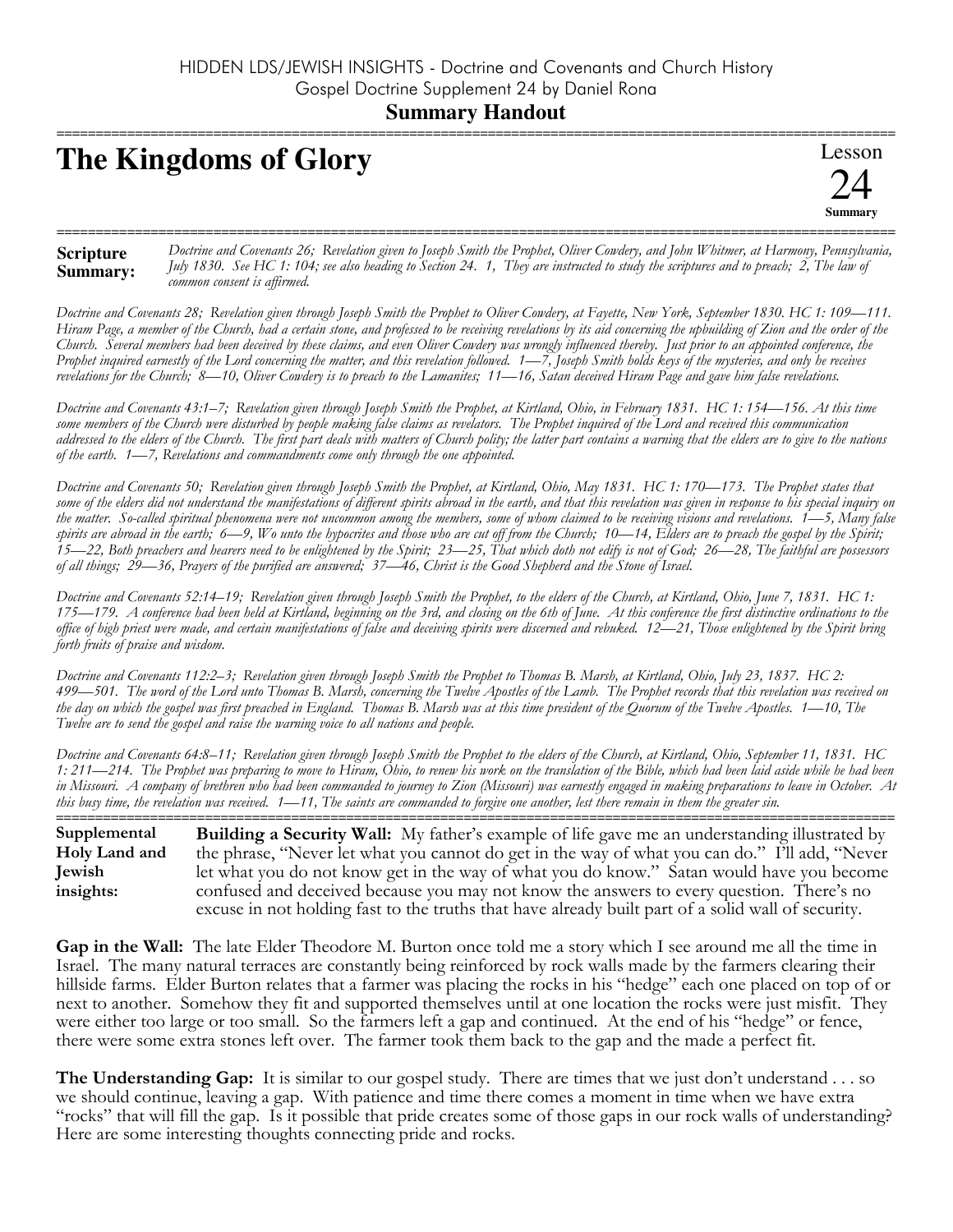HIDDEN LDS/JEWISH INSIGHTS - Doctrine and Covenants and Church History
Gospel Doctrine Supplement 24 by Daniel Rona

**Summary Handout**

# The Kingdoms of Glory

Lesson 24 Summary

**Scripture Summary:** *Doctrine and Covenants 26; Revelation given to Joseph Smith the Prophet, Oliver Cowdery, and John Whitmer, at Harmony, Pennsylvania, July 1830. See HC 1: 104; see also heading to Section 24. 1, They are instructed to study the scriptures and to preach; 2, The law of common consent is affirmed.*

*Doctrine and Covenants 28; Revelation given through Joseph Smith the Prophet to Oliver Cowdery, at Fayette, New York, September 1830. HC 1: 109—111. Hiram Page, a member of the Church, had a certain stone, and professed to be receiving revelations by its aid concerning the upbuilding of Zion and the order of the Church. Several members had been deceived by these claims, and even Oliver Cowdery was wrongly influenced thereby. Just prior to an appointed conference, the Prophet inquired earnestly of the Lord concerning the matter, and this revelation followed. 1—7, Joseph Smith holds keys of the mysteries, and only he receives revelations for the Church; 8—10, Oliver Cowdery is to preach to the Lamanites; 11—16, Satan deceived Hiram Page and gave him false revelations.*

*Doctrine and Covenants 43:1–7; Revelation given through Joseph Smith the Prophet, at Kirtland, Ohio, in February 1831. HC 1: 154—156. At this time some members of the Church were disturbed by people making false claims as revelators. The Prophet inquired of the Lord and received this communication addressed to the elders of the Church. The first part deals with matters of Church polity; the latter part contains a warning that the elders are to give to the nations of the earth. 1—7, Revelations and commandments come only through the one appointed.*

*Doctrine and Covenants 50; Revelation given through Joseph Smith the Prophet, at Kirtland, Ohio, May 1831. HC 1: 170—173. The Prophet states that some of the elders did not understand the manifestations of different spirits abroad in the earth, and that this revelation was given in response to his special inquiry on the matter. So-called spiritual phenomena were not uncommon among the members, some of whom claimed to be receiving visions and revelations. 1—5, Many false spirits are abroad in the earth; 6—9, Wo unto the hypocrites and those who are cut off from the Church; 10—14, Elders are to preach the gospel by the Spirit; 15—22, Both preachers and hearers need to be enlightened by the Spirit; 23—25, That which doth not edify is not of God; 26—28, The faithful are possessors of all things; 29—36, Prayers of the purified are answered; 37—46, Christ is the Good Shepherd and the Stone of Israel.*

*Doctrine and Covenants 52:14–19; Revelation given through Joseph Smith the Prophet, to the elders of the Church, at Kirtland, Ohio, June 7, 1831. HC 1: 175—179. A conference had been held at Kirtland, beginning on the 3rd, and closing on the 6th of June. At this conference the first distinctive ordinations to the office of high priest were made, and certain manifestations of false and deceiving spirits were discerned and rebuked. 12—21, Those enlightened by the Spirit bring forth fruits of praise and wisdom.*

*Doctrine and Covenants 112:2–3; Revelation given through Joseph Smith the Prophet to Thomas B. Marsh, at Kirtland, Ohio, July 23, 1837. HC 2: 499—501. The word of the Lord unto Thomas B. Marsh, concerning the Twelve Apostles of the Lamb. The Prophet records that this revelation was received on the day on which the gospel was first preached in England. Thomas B. Marsh was at this time president of the Quorum of the Twelve Apostles. 1—10, The Twelve are to send the gospel and raise the warning voice to all nations and people.*

*Doctrine and Covenants 64:8–11; Revelation given through Joseph Smith the Prophet to the elders of the Church, at Kirtland, Ohio, September 11, 1831. HC 1: 211—214. The Prophet was preparing to move to Hiram, Ohio, to renew his work on the translation of the Bible, which had been laid aside while he had been in Missouri. A company of brethren who had been commanded to journey to Zion (Missouri) was earnestly engaged in making preparations to leave in October. At this busy time, the revelation was received. 1—11, The saints are commanded to forgive one another, lest there remain in them the greater sin.*

**Supplemental Holy Land and Jewish insights:** **Building a Security Wall:** My father's example of life gave me an understanding illustrated by the phrase, "Never let what you cannot do get in the way of what you can do." I'll add, "Never let what you do not know get in the way of what you do know." Satan would have you become confused and deceived because you may not know the answers to every question. There's no excuse in not holding fast to the truths that have already built part of a solid wall of security.

**Gap in the Wall:** The late Elder Theodore M. Burton once told me a story which I see around me all the time in Israel. The many natural terraces are constantly being reinforced by rock walls made by the farmers clearing their hillside farms. Elder Burton relates that a farmer was placing the rocks in his "hedge" each one placed on top of or next to another. Somehow they fit and supported themselves until at one location the rocks were just misfit. They were either too large or too small. So the farmers left a gap and continued. At the end of his "hedge" or fence, there were some extra stones left over. The farmer took them back to the gap and the made a perfect fit.

**The Understanding Gap:** It is similar to our gospel study. There are times that we just don't understand . . . so we should continue, leaving a gap. With patience and time there comes a moment in time when we have extra "rocks" that will fill the gap. Is it possible that pride creates some of those gaps in our rock walls of understanding? Here are some interesting thoughts connecting pride and rocks.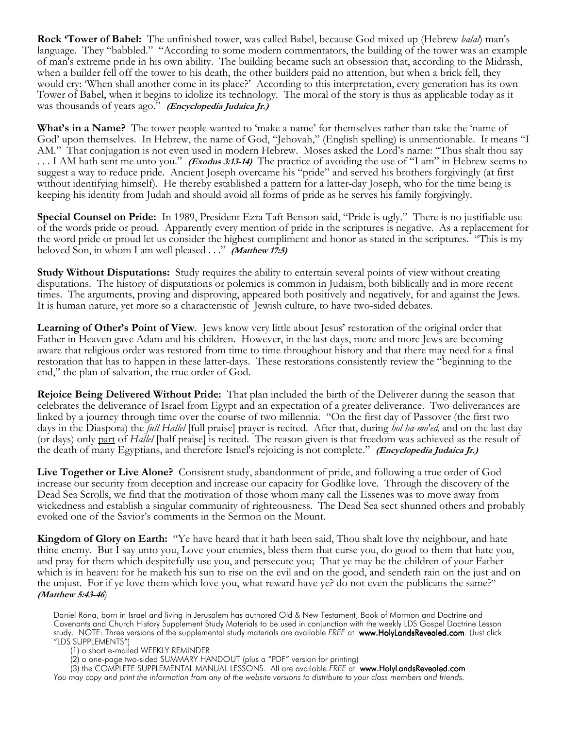**Rock 'Tower of Babel:** The unfinished tower, was called Babel, because God mixed up (Hebrew *balal*) man's language. They "babbled." "According to some modern commentators, the building of the tower was an example of man's extreme pride in his own ability. The building became such an obsession that, according to the Midrash, when a builder fell off the tower to his death, the other builders paid no attention, but when a brick fell, they would cry: 'When shall another come in its place?' According to this interpretation, every generation has its own Tower of Babel, when it begins to idolize its technology. The moral of the story is thus as applicable today as it was thousands of years ago." ***(Encyclopedia Judaica Jr.)***

**What's in a Name?** The tower people wanted to 'make a name' for themselves rather than take the 'name of God' upon themselves. In Hebrew, the name of God, "Jehovah," (English spelling) is unmentionable. It means "I AM." That conjugation is not even used in modern Hebrew. Moses asked the Lord's name: "Thus shalt thou say . . . I AM hath sent me unto you." ***(Exodus 3:13-14)*** The practice of avoiding the use of "I am" in Hebrew seems to suggest a way to reduce pride. Ancient Joseph overcame his "pride" and served his brothers forgivingly (at first without identifying himself). He thereby established a pattern for a latter-day Joseph, who for the time being is keeping his identity from Judah and should avoid all forms of pride as he serves his family forgivingly.

**Special Counsel on Pride:** In 1989, President Ezra Taft Benson said, "Pride is ugly." There is no justifiable use of the words pride or proud. Apparently every mention of pride in the scriptures is negative. As a replacement for the word pride or proud let us consider the highest compliment and honor as stated in the scriptures. "This is my beloved Son, in whom I am well pleased . . ." ***(Matthew 17:5)***

**Study Without Disputations:** Study requires the ability to entertain several points of view without creating disputations. The history of disputations or polemics is common in Judaism, both biblically and in more recent times. The arguments, proving and disproving, appeared both positively and negatively, for and against the Jews. It is human nature, yet more so a characteristic of Jewish culture, to have two-sided debates.

**Learning of Other's Point of View**. Jews know very little about Jesus' restoration of the original order that Father in Heaven gave Adam and his children. However, in the last days, more and more Jews are becoming aware that religious order was restored from time to time throughout history and that there may need for a final restoration that has to happen in these latter-days. These restorations consistently review the "beginning to the end," the plan of salvation, the true order of God.

**Rejoice Being Delivered Without Pride:** That plan included the birth of the Deliverer during the season that celebrates the deliverance of Israel from Egypt and an expectation of a greater deliverance. Two deliverances are linked by a journey through time over the course of two millennia. "On the first day of Passover (the first two days in the Diaspora) the *full Hallel* [full praise] prayer is recited. After that, during *hol ha-mo'ed,* and on the last day (or days) only <u>part</u> of *Hallel* [half praise] is recited. The reason given is that freedom was achieved as the result of the death of many Egyptians, and therefore Israel's rejoicing is not complete." ***(Encyclopedia Judaica Jr.)***

**Live Together or Live Alone?** Consistent study, abandonment of pride, and following a true order of God increase our security from deception and increase our capacity for Godlike love. Through the discovery of the Dead Sea Scrolls, we find that the motivation of those whom many call the Essenes was to move away from wickedness and establish a singular community of righteousness. The Dead Sea sect shunned others and probably evoked one of the Savior's comments in the Sermon on the Mount.

**Kingdom of Glory on Earth:** "Ye have heard that it hath been said, Thou shalt love thy neighbour, and hate thine enemy. But I say unto you, Love your enemies, bless them that curse you, do good to them that hate you, and pray for them which despitefully use you, and persecute you; That ye may be the children of your Father which is in heaven: for he maketh his sun to rise on the evil and on the good, and sendeth rain on the just and on the unjust. For if ye love them which love you, what reward have ye? do not even the publicans the same?" ***(Matthew 5:43-46)***

Daniel Rona, born in Israel and living in Jerusalem has authored Old & New Testament, Book of Mormon and Doctrine and Covenants and Church History Supplement Study Materials to be used in conjunction with the weekly LDS Gospel Doctrine Lesson study. NOTE: Three versions of the supplemental study materials are available *FREE* at **www.HolyLandsRevealed.com**. (Just click "LDS SUPPLEMENTS")

(1) a short e-mailed WEEKLY REMINDER
(2) a one-page two-sided SUMMARY HANDOUT (plus a "PDF" version for printing)
(3) the COMPLETE SUPPLEMENTAL MANUAL LESSONS. All are available *FREE* at **www.HolyLandsRevealed.com**

*You may copy and print the information from any of the website versions to distribute to your class members and friends.*